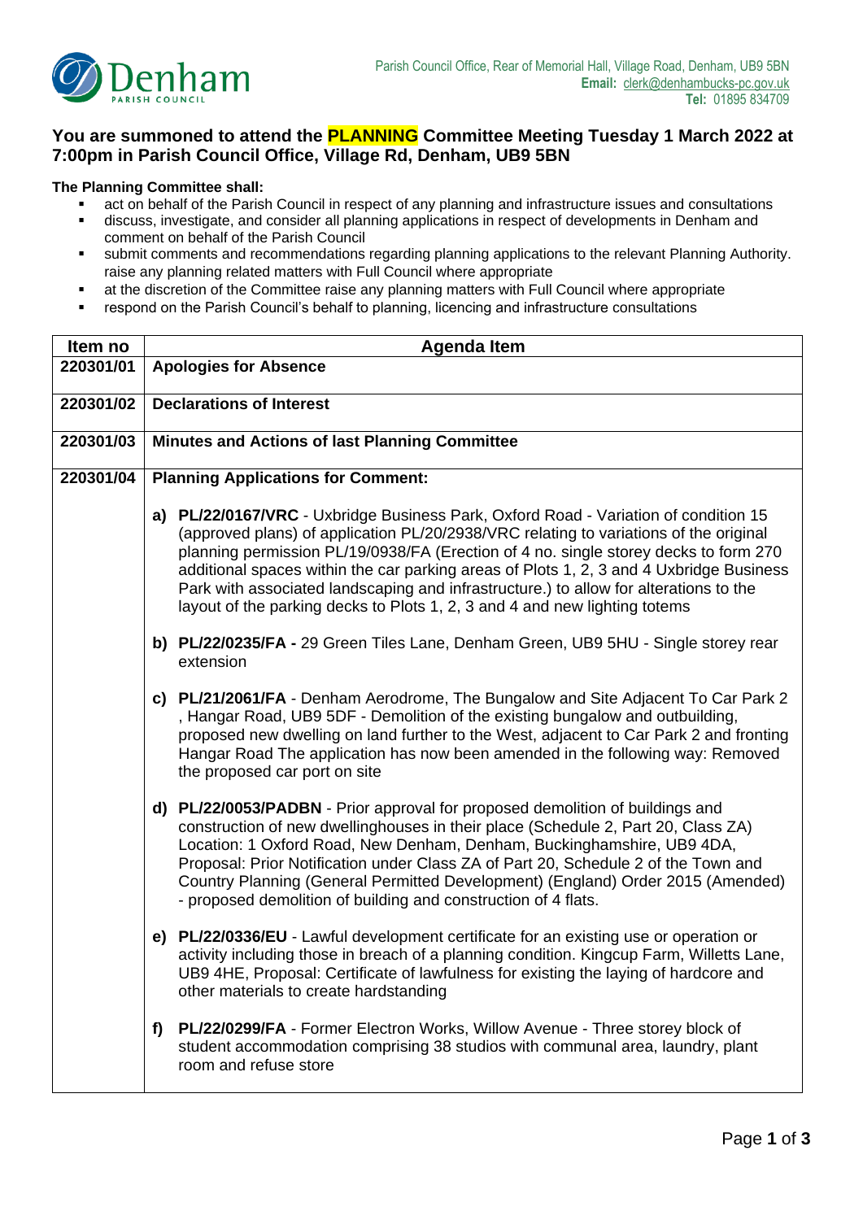Denham PARISH COUNCIL

Parish Council Office, Rear of Memorial Hall, Village Road, Denham, UB9 5BN
**Email:** clerk@denhambucks-pc.gov.uk
**Tel:** 01895 834709

## You are summoned to attend the PLANNING Committee Meeting Tuesday 1 March 2022 at 7:00pm in Parish Council Office, Village Rd, Denham, UB9 5BN

**The Planning Committee shall:**

- act on behalf of the Parish Council in respect of any planning and infrastructure issues and consultations
- discuss, investigate, and consider all planning applications in respect of developments in Denham and comment on behalf of the Parish Council
- submit comments and recommendations regarding planning applications to the relevant Planning Authority. raise any planning related matters with Full Council where appropriate
- at the discretion of the Committee raise any planning matters with Full Council where appropriate
- respond on the Parish Council's behalf to planning, licencing and infrastructure consultations

| Item no | Agenda Item |
|---|---|
| **220301/01** | **Apologies for Absence** |
| **220301/02** | **Declarations of Interest** |
| **220301/03** | **Minutes and Actions of last Planning Committee** |
| **220301/04** | **Planning Applications for Comment:**<br><br>**a) PL/22/0167/VRC** - Uxbridge Business Park, Oxford Road - Variation of condition 15 (approved plans) of application PL/20/2938/VRC relating to variations of the original planning permission PL/19/0938/FA (Erection of 4 no. single storey decks to form 270 additional spaces within the car parking areas of Plots 1, 2, 3 and 4 Uxbridge Business Park with associated landscaping and infrastructure.) to allow for alterations to the layout of the parking decks to Plots 1, 2, 3 and 4 and new lighting totems<br><br>**b) PL/22/0235/FA -** 29 Green Tiles Lane, Denham Green, UB9 5HU - Single storey rear extension<br><br>**c) PL/21/2061/FA** - Denham Aerodrome, The Bungalow and Site Adjacent To Car Park 2 , Hangar Road, UB9 5DF - Demolition of the existing bungalow and outbuilding, proposed new dwelling on land further to the West, adjacent to Car Park 2 and fronting Hangar Road The application has now been amended in the following way: Removed the proposed car port on site<br><br>**d) PL/22/0053/PADBN** - Prior approval for proposed demolition of buildings and construction of new dwellinghouses in their place (Schedule 2, Part 20, Class ZA) Location: 1 Oxford Road, New Denham, Denham, Buckinghamshire, UB9 4DA, Proposal: Prior Notification under Class ZA of Part 20, Schedule 2 of the Town and Country Planning (General Permitted Development) (England) Order 2015 (Amended) - proposed demolition of building and construction of 4 flats.<br><br>**e) PL/22/0336/EU** - Lawful development certificate for an existing use or operation or activity including those in breach of a planning condition. Kingcup Farm, Willetts Lane, UB9 4HE, Proposal: Certificate of lawfulness for existing the laying of hardcore and other materials to create hardstanding<br><br>**f) PL/22/0299/FA** - Former Electron Works, Willow Avenue - Three storey block of student accommodation comprising 38 studios with communal area, laundry, plant room and refuse store |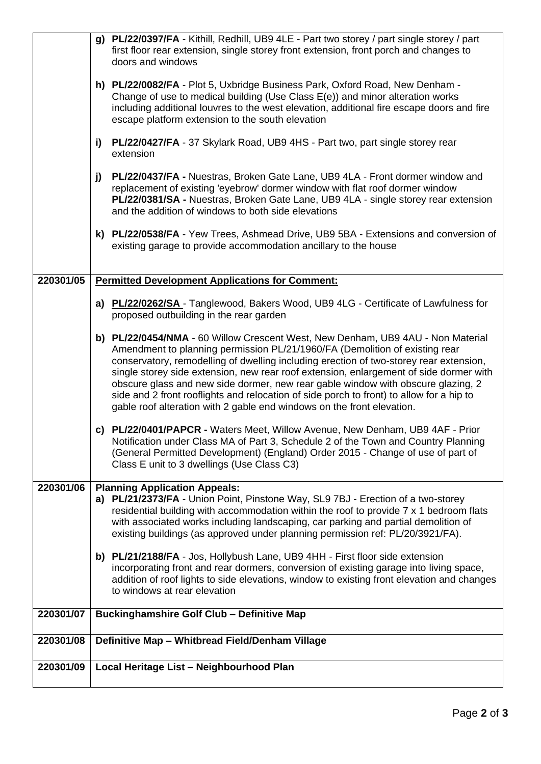| | |
|---|---|
| | **g) PL/22/0397/FA** - Kithill, Redhill, UB9 4LE - Part two storey / part single storey / part first floor rear extension, single storey front extension, front porch and changes to doors and windows<br><br>**h) PL/22/0082/FA** - Plot 5, Uxbridge Business Park, Oxford Road, New Denham - Change of use to medical building (Use Class E(e)) and minor alteration works including additional louvres to the west elevation, additional fire escape doors and fire escape platform extension to the south elevation<br><br>**i) PL/22/0427/FA** - 37 Skylark Road, UB9 4HS - Part two, part single storey rear extension<br><br>**j) PL/22/0437/FA -** Nuestras, Broken Gate Lane, UB9 4LA - Front dormer window and replacement of existing 'eyebrow' dormer window with flat roof dormer window<br>**PL/22/0381/SA -** Nuestras, Broken Gate Lane, UB9 4LA - single storey rear extension and the addition of windows to both side elevations<br><br>**k) PL/22/0538/FA** - Yew Trees, Ashmead Drive, UB9 5BA - Extensions and conversion of existing garage to provide accommodation ancillary to the house |
| **220301/05** | **Permitted Development Applications for Comment:**<br><br>**a) PL/22/0262/SA** - Tanglewood, Bakers Wood, UB9 4LG - Certificate of Lawfulness for proposed outbuilding in the rear garden<br><br>**b) PL/22/0454/NMA** - 60 Willow Crescent West, New Denham, UB9 4AU - Non Material Amendment to planning permission PL/21/1960/FA (Demolition of existing rear conservatory, remodelling of dwelling including erection of two-storey rear extension, single storey side extension, new rear roof extension, enlargement of side dormer with obscure glass and new side dormer, new rear gable window with obscure glazing, 2 side and 2 front rooflights and relocation of side porch to front) to allow for a hip to gable roof alteration with 2 gable end windows on the front elevation.<br><br>**c) PL/22/0401/PAPCR -** Waters Meet, Willow Avenue, New Denham, UB9 4AF - Prior Notification under Class MA of Part 3, Schedule 2 of the Town and Country Planning (General Permitted Development) (England) Order 2015 - Change of use of part of Class E unit to 3 dwellings (Use Class C3) |
| **220301/06** | **Planning Application Appeals:**<br>**a) PL/21/2373/FA** - Union Point, Pinstone Way, SL9 7BJ - Erection of a two-storey residential building with accommodation within the roof to provide 7 x 1 bedroom flats with associated works including landscaping, car parking and partial demolition of existing buildings (as approved under planning permission ref: PL/20/3921/FA).<br><br>**b) PL/21/2188/FA** - Jos, Hollybush Lane, UB9 4HH - First floor side extension incorporating front and rear dormers, conversion of existing garage into living space, addition of roof lights to side elevations, window to existing front elevation and changes to windows at rear elevation |
| **220301/07** | **Buckinghamshire Golf Club – Definitive Map** |
| **220301/08** | **Definitive Map – Whitbread Field/Denham Village** |
| **220301/09** | **Local Heritage List – Neighbourhood Plan** |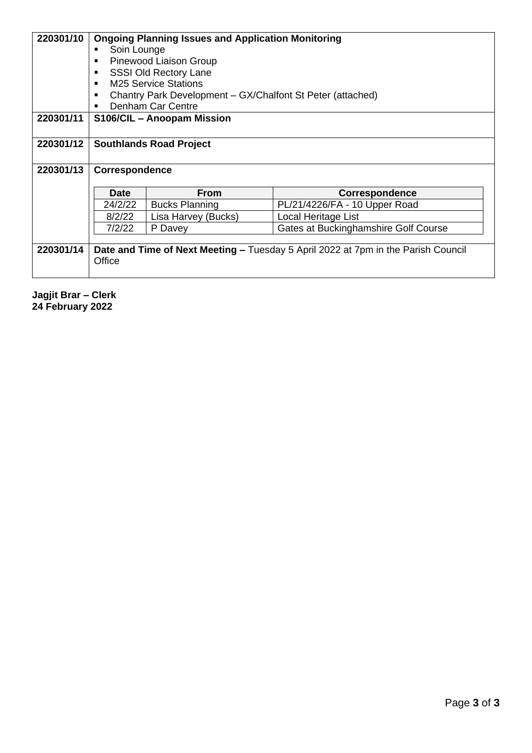| | |
|---|---|
| **220301/10** | **Ongoing Planning Issues and Application Monitoring**<br>▪ Soin Lounge<br>▪ Pinewood Liaison Group<br>▪ SSSI Old Rectory Lane<br>▪ M25 Service Stations<br>▪ Chantry Park Development – GX/Chalfont St Peter (attached)<br>▪ Denham Car Centre |
| **220301/11** | **S106/CIL – Anoopam Mission** |
| **220301/12** | **Southlands Road Project** |
| **220301/13** | **Correspondence** |
| **220301/14** | **Date and Time of Next Meeting –** Tuesday 5 April 2022 at 7pm in the Parish Council Office |

Correspondence (220301/13):

| Date | From | Correspondence |
|---|---|---|
| 24/2/22 | Bucks Planning | PL/21/4226/FA - 10 Upper Road |
| 8/2/22 | Lisa Harvey (Bucks) | Local Heritage List |
| 7/2/22 | P Davey | Gates at Buckinghamshire Golf Course |

**Jagjit Brar – Clerk**
**24 February 2022**